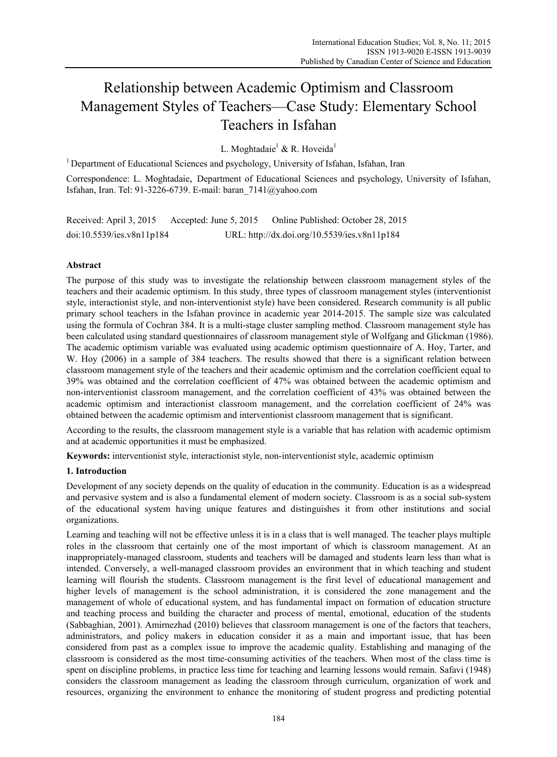# Relationship between Academic Optimism and Classroom Management Styles of Teachers—Case Study: Elementary School Teachers in Isfahan

L. Moghtadaie[1] & R. Hoveida[1]

[1] Department of Educational Sciences and psychology, University of Isfahan, Isfahan, Iran

Correspondence: L. Moghtadaie, Department of Educational Sciences and psychology, University of Isfahan, Isfahan, Iran. Tel: 91-3226-6739. E-mail: baran_7141@yahoo.com

Received: April 3, 2015 Accepted: June 5, 2015 Online Published: October 28, 2015

doi:10.5539/ies.v8n11p184 URL: http://dx.doi.org/10.5539/ies.v8n11p184

## Abstract

The purpose of this study was to investigate the relationship between classroom management styles of the teachers and their academic optimism. In this study, three types of classroom management styles (interventionist style, interactionist style, and non-interventionist style) have been considered. Research community is all public primary school teachers in the Isfahan province in academic year 2014-2015. The sample size was calculated using the formula of Cochran 384. It is a multi-stage cluster sampling method. Classroom management style has been calculated using standard questionnaires of classroom management style of Wolfgang and Glickman (1986). The academic optimism variable was evaluated using academic optimism questionnaire of A. Hoy, Tarter, and W. Hoy (2006) in a sample of 384 teachers. The results showed that there is a significant relation between classroom management style of the teachers and their academic optimism and the correlation coefficient equal to 39% was obtained and the correlation coefficient of 47% was obtained between the academic optimism and non-interventionist classroom management, and the correlation coefficient of 43% was obtained between the academic optimism and interactionist classroom management, and the correlation coefficient of 24% was obtained between the academic optimism and interventionist classroom management that is significant.

According to the results, the classroom management style is a variable that has relation with academic optimism and at academic opportunities it must be emphasized.

**Keywords:** interventionist style, interactionist style, non-interventionist style, academic optimism

## 1. Introduction

Development of any society depends on the quality of education in the community. Education is as a widespread and pervasive system and is also a fundamental element of modern society. Classroom is as a social sub-system of the educational system having unique features and distinguishes it from other institutions and social organizations.

Learning and teaching will not be effective unless it is in a class that is well managed. The teacher plays multiple roles in the classroom that certainly one of the most important of which is classroom management. At an inappropriately-managed classroom, students and teachers will be damaged and students learn less than what is intended. Conversely, a well-managed classroom provides an environment that in which teaching and student learning will flourish the students. Classroom management is the first level of educational management and higher levels of management is the school administration, it is considered the zone management and the management of whole of educational system, and has fundamental impact on formation of education structure and teaching process and building the character and process of mental, emotional, education of the students (Sabbaghian, 2001). Amirnezhad (2010) believes that classroom management is one of the factors that teachers, administrators, and policy makers in education consider it as a main and important issue, that has been considered from past as a complex issue to improve the academic quality. Establishing and managing of the classroom is considered as the most time-consuming activities of the teachers. When most of the class time is spent on discipline problems, in practice less time for teaching and learning lessons would remain. Safavi (1948) considers the classroom management as leading the classroom through curriculum, organization of work and resources, organizing the environment to enhance the monitoring of student progress and predicting potential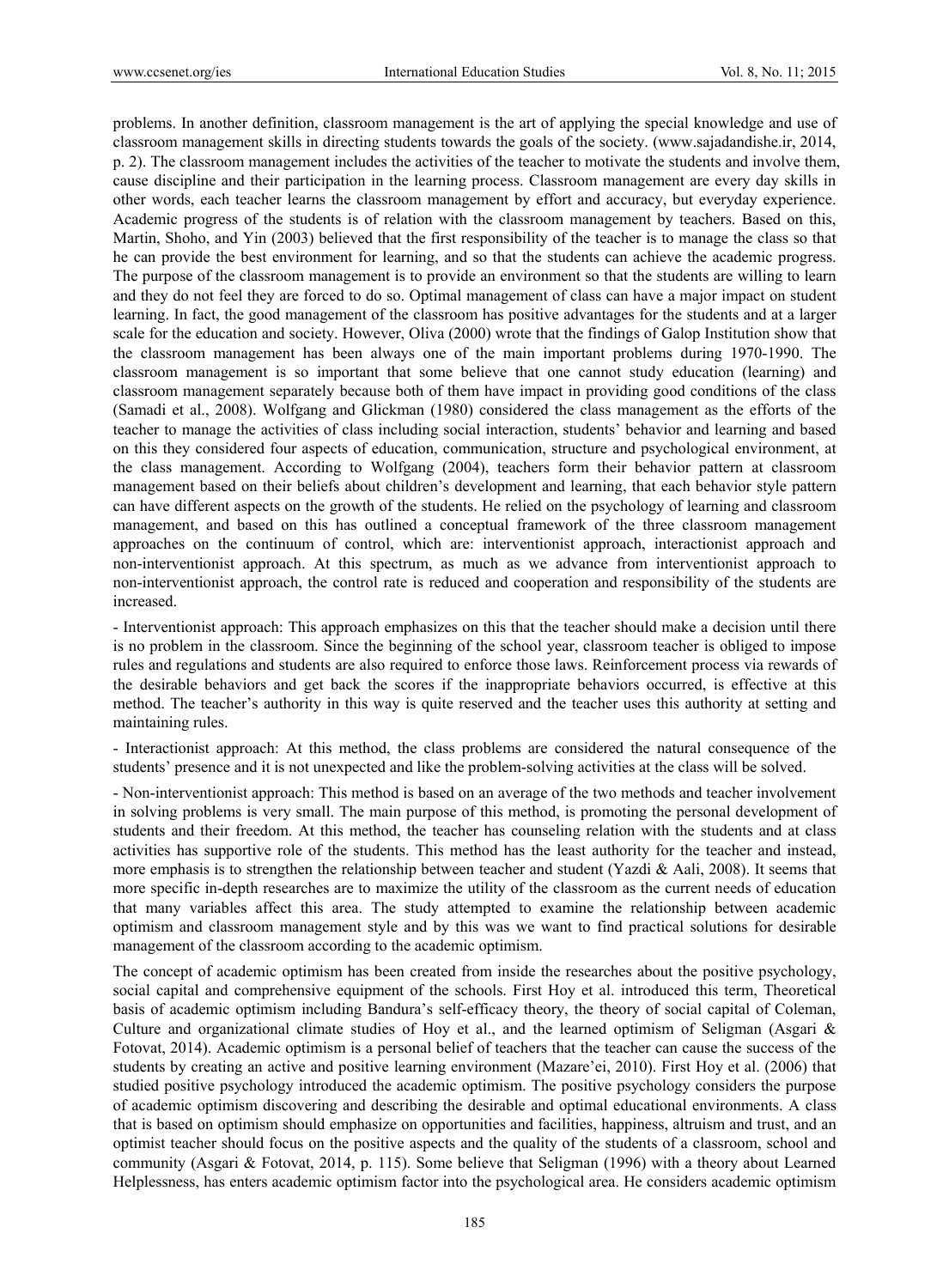problems. In another definition, classroom management is the art of applying the special knowledge and use of classroom management skills in directing students towards the goals of the society. (www.sajadandishe.ir, 2014, p. 2). The classroom management includes the activities of the teacher to motivate the students and involve them, cause discipline and their participation in the learning process. Classroom management are every day skills in other words, each teacher learns the classroom management by effort and accuracy, but everyday experience. Academic progress of the students is of relation with the classroom management by teachers. Based on this, Martin, Shoho, and Yin (2003) believed that the first responsibility of the teacher is to manage the class so that he can provide the best environment for learning, and so that the students can achieve the academic progress. The purpose of the classroom management is to provide an environment so that the students are willing to learn and they do not feel they are forced to do so. Optimal management of class can have a major impact on student learning. In fact, the good management of the classroom has positive advantages for the students and at a larger scale for the education and society. However, Oliva (2000) wrote that the findings of Galop Institution show that the classroom management has been always one of the main important problems during 1970-1990. The classroom management is so important that some believe that one cannot study education (learning) and classroom management separately because both of them have impact in providing good conditions of the class (Samadi et al., 2008). Wolfgang and Glickman (1980) considered the class management as the efforts of the teacher to manage the activities of class including social interaction, students' behavior and learning and based on this they considered four aspects of education, communication, structure and psychological environment, at the class management. According to Wolfgang (2004), teachers form their behavior pattern at classroom management based on their beliefs about children's development and learning, that each behavior style pattern can have different aspects on the growth of the students. He relied on the psychology of learning and classroom management, and based on this has outlined a conceptual framework of the three classroom management approaches on the continuum of control, which are: interventionist approach, interactionist approach and non-interventionist approach. At this spectrum, as much as we advance from interventionist approach to non-interventionist approach, the control rate is reduced and cooperation and responsibility of the students are increased.

- Interventionist approach: This approach emphasizes on this that the teacher should make a decision until there is no problem in the classroom. Since the beginning of the school year, classroom teacher is obliged to impose rules and regulations and students are also required to enforce those laws. Reinforcement process via rewards of the desirable behaviors and get back the scores if the inappropriate behaviors occurred, is effective at this method. The teacher's authority in this way is quite reserved and the teacher uses this authority at setting and maintaining rules.

- Interactionist approach: At this method, the class problems are considered the natural consequence of the students' presence and it is not unexpected and like the problem-solving activities at the class will be solved.

- Non-interventionist approach: This method is based on an average of the two methods and teacher involvement in solving problems is very small. The main purpose of this method, is promoting the personal development of students and their freedom. At this method, the teacher has counseling relation with the students and at class activities has supportive role of the students. This method has the least authority for the teacher and instead, more emphasis is to strengthen the relationship between teacher and student (Yazdi & Aali, 2008). It seems that more specific in-depth researches are to maximize the utility of the classroom as the current needs of education that many variables affect this area. The study attempted to examine the relationship between academic optimism and classroom management style and by this was we want to find practical solutions for desirable management of the classroom according to the academic optimism.

The concept of academic optimism has been created from inside the researches about the positive psychology, social capital and comprehensive equipment of the schools. First Hoy et al. introduced this term, Theoretical basis of academic optimism including Bandura's self-efficacy theory, the theory of social capital of Coleman, Culture and organizational climate studies of Hoy et al., and the learned optimism of Seligman (Asgari & Fotovat, 2014). Academic optimism is a personal belief of teachers that the teacher can cause the success of the students by creating an active and positive learning environment (Mazare'ei, 2010). First Hoy et al. (2006) that studied positive psychology introduced the academic optimism. The positive psychology considers the purpose of academic optimism discovering and describing the desirable and optimal educational environments. A class that is based on optimism should emphasize on opportunities and facilities, happiness, altruism and trust, and an optimist teacher should focus on the positive aspects and the quality of the students of a classroom, school and community (Asgari & Fotovat, 2014, p. 115). Some believe that Seligman (1996) with a theory about Learned Helplessness, has enters academic optimism factor into the psychological area. He considers academic optimism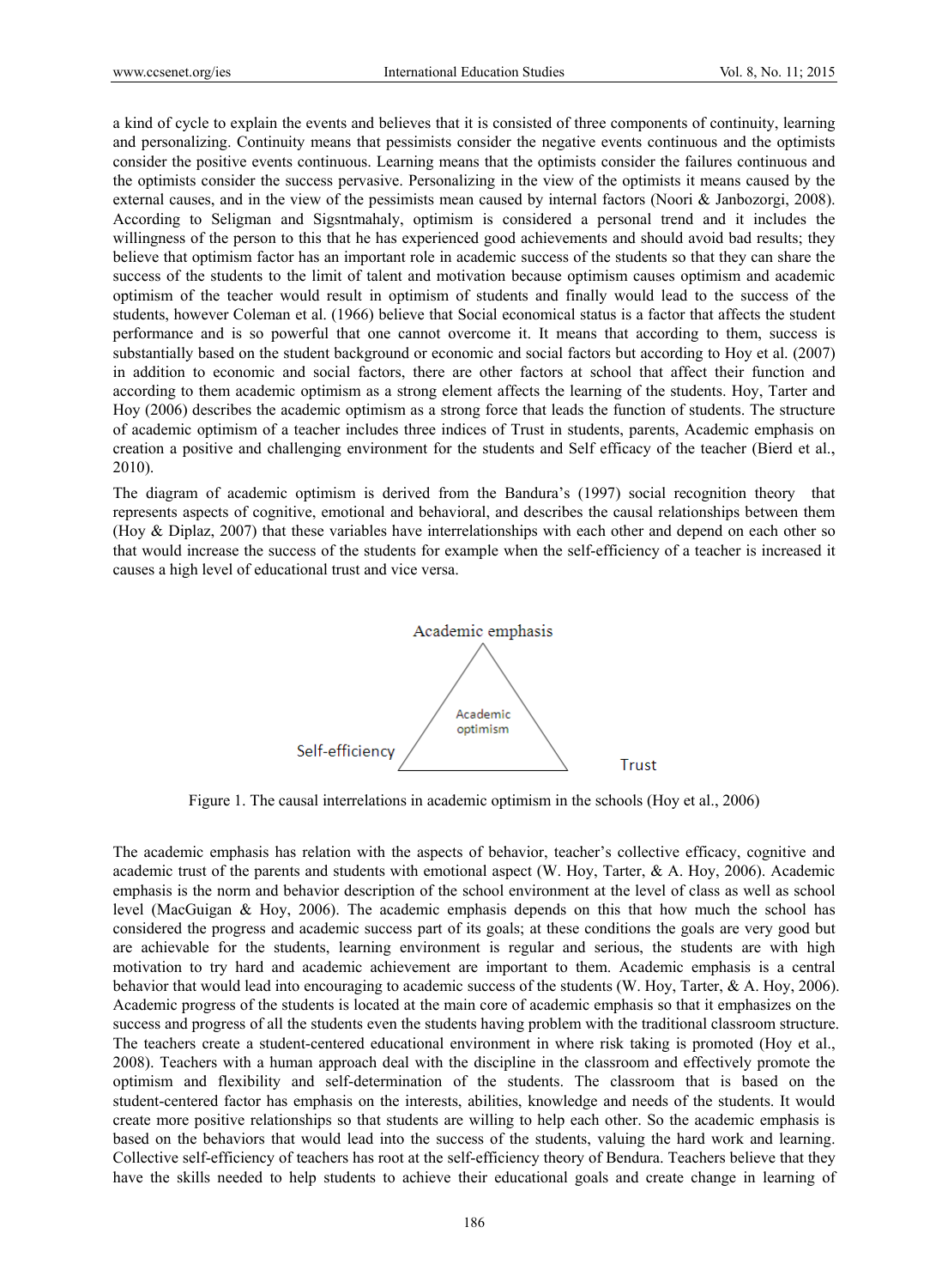a kind of cycle to explain the events and believes that it is consisted of three components of continuity, learning and personalizing. Continuity means that pessimists consider the negative events continuous and the optimists consider the positive events continuous. Learning means that the optimists consider the failures continuous and the optimists consider the success pervasive. Personalizing in the view of the optimists it means caused by the external causes, and in the view of the pessimists mean caused by internal factors (Noori & Janbozorgi, 2008). According to Seligman and Sigsntmahaly, optimism is considered a personal trend and it includes the willingness of the person to this that he has experienced good achievements and should avoid bad results; they believe that optimism factor has an important role in academic success of the students so that they can share the success of the students to the limit of talent and motivation because optimism causes optimism and academic optimism of the teacher would result in optimism of students and finally would lead to the success of the students, however Coleman et al. (1966) believe that Social economical status is a factor that affects the student performance and is so powerful that one cannot overcome it. It means that according to them, success is substantially based on the student background or economic and social factors but according to Hoy et al. (2007) in addition to economic and social factors, there are other factors at school that affect their function and according to them academic optimism as a strong element affects the learning of the students. Hoy, Tarter and Hoy (2006) describes the academic optimism as a strong force that leads the function of students. The structure of academic optimism of a teacher includes three indices of Trust in students, parents, Academic emphasis on creation a positive and challenging environment for the students and Self efficacy of the teacher (Bierd et al., 2010).

The diagram of academic optimism is derived from the Bandura's (1997) social recognition theory that represents aspects of cognitive, emotional and behavioral, and describes the causal relationships between them (Hoy & Diplaz, 2007) that these variables have interrelationships with each other and depend on each other so that would increase the success of the students for example when the self-efficiency of a teacher is increased it causes a high level of educational trust and vice versa.

Academic emphasis

Academic optimism

Self-efficiency

Trust

Figure 1. The causal interrelations in academic optimism in the schools (Hoy et al., 2006)

The academic emphasis has relation with the aspects of behavior, teacher's collective efficacy, cognitive and academic trust of the parents and students with emotional aspect (W. Hoy, Tarter, & A. Hoy, 2006). Academic emphasis is the norm and behavior description of the school environment at the level of class as well as school level (MacGuigan & Hoy, 2006). The academic emphasis depends on this that how much the school has considered the progress and academic success part of its goals; at these conditions the goals are very good but are achievable for the students, learning environment is regular and serious, the students are with high motivation to try hard and academic achievement are important to them. Academic emphasis is a central behavior that would lead into encouraging to academic success of the students (W. Hoy, Tarter, & A. Hoy, 2006). Academic progress of the students is located at the main core of academic emphasis so that it emphasizes on the success and progress of all the students even the students having problem with the traditional classroom structure. The teachers create a student-centered educational environment in where risk taking is promoted (Hoy et al., 2008). Teachers with a human approach deal with the discipline in the classroom and effectively promote the optimism and flexibility and self-determination of the students. The classroom that is based on the student-centered factor has emphasis on the interests, abilities, knowledge and needs of the students. It would create more positive relationships so that students are willing to help each other. So the academic emphasis is based on the behaviors that would lead into the success of the students, valuing the hard work and learning. Collective self-efficiency of teachers has root at the self-efficiency theory of Bendura. Teachers believe that they have the skills needed to help students to achieve their educational goals and create change in learning of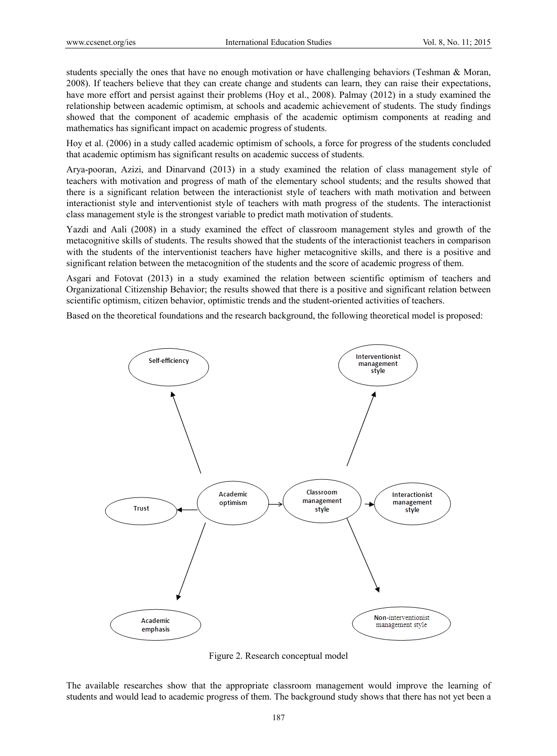students specially the ones that have no enough motivation or have challenging behaviors (Teshman & Moran, 2008). If teachers believe that they can create change and students can learn, they can raise their expectations, have more effort and persist against their problems (Hoy et al., 2008). Palmay (2012) in a study examined the relationship between academic optimism, at schools and academic achievement of students. The study findings showed that the component of academic emphasis of the academic optimism components at reading and mathematics has significant impact on academic progress of students.

Hoy et al. (2006) in a study called academic optimism of schools, a force for progress of the students concluded that academic optimism has significant results on academic success of students.

Arya-pooran, Azizi, and Dinarvand (2013) in a study examined the relation of class management style of teachers with motivation and progress of math of the elementary school students; and the results showed that there is a significant relation between the interactionist style of teachers with math motivation and between interactionist style and interventionist style of teachers with math progress of the students. The interactionist class management style is the strongest variable to predict math motivation of students.

Yazdi and Aali (2008) in a study examined the effect of classroom management styles and growth of the metacognitive skills of students. The results showed that the students of the interactionist teachers in comparison with the students of the interventionist teachers have higher metacognitive skills, and there is a positive and significant relation between the metacognition of the students and the score of academic progress of them.

Asgari and Fotovat (2013) in a study examined the relation between scientific optimism of teachers and Organizational Citizenship Behavior; the results showed that there is a positive and significant relation between scientific optimism, citizen behavior, optimistic trends and the student-oriented activities of teachers.

Based on the theoretical foundations and the research background, the following theoretical model is proposed:

Self-efficiency

Interventionist management style

Trust

Academic optimism

Classroom management style

Interactionist management style

Academic emphasis

Non-interventionist management style

Figure 2. Research conceptual model

The available researches show that the appropriate classroom management would improve the learning of students and would lead to academic progress of them. The background study shows that there has not yet been a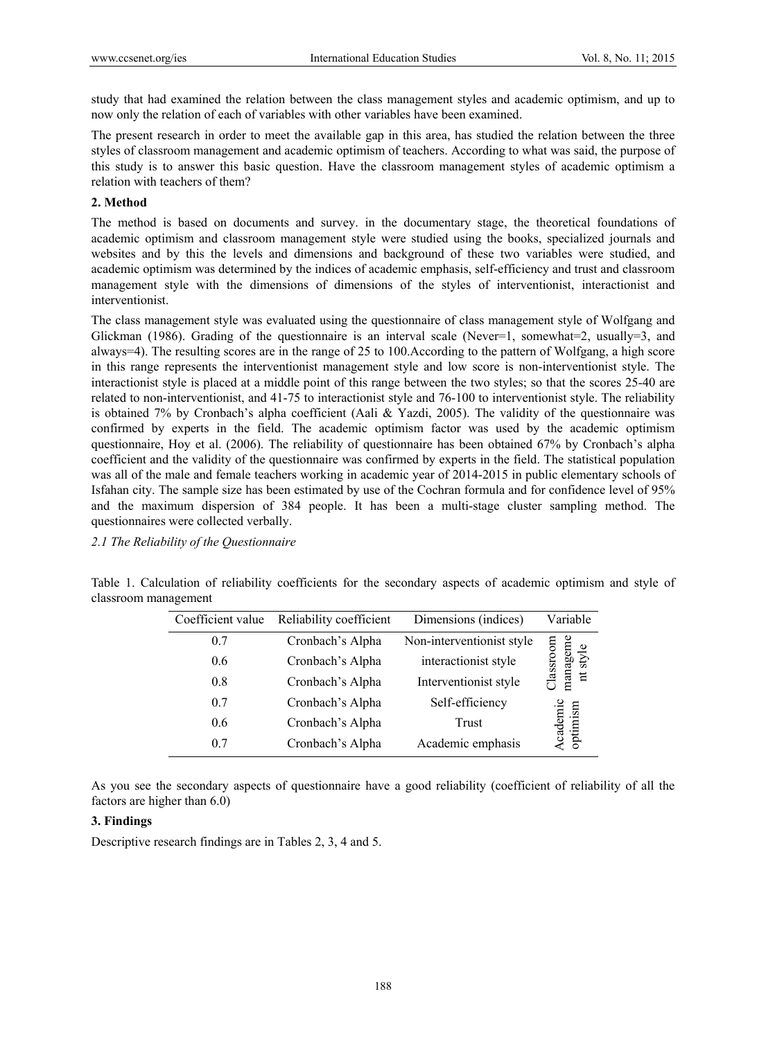study that had examined the relation between the class management styles and academic optimism, and up to now only the relation of each of variables with other variables have been examined.

The present research in order to meet the available gap in this area, has studied the relation between the three styles of classroom management and academic optimism of teachers. According to what was said, the purpose of this study is to answer this basic question. Have the classroom management styles of academic optimism a relation with teachers of them?

## 2. Method

The method is based on documents and survey. in the documentary stage, the theoretical foundations of academic optimism and classroom management style were studied using the books, specialized journals and websites and by this the levels and dimensions and background of these two variables were studied, and academic optimism was determined by the indices of academic emphasis, self-efficiency and trust and classroom management style with the dimensions of dimensions of the styles of interventionist, interactionist and interventionist.

The class management style was evaluated using the questionnaire of class management style of Wolfgang and Glickman (1986). Grading of the questionnaire is an interval scale (Never=1, somewhat=2, usually=3, and always=4). The resulting scores are in the range of 25 to 100.According to the pattern of Wolfgang, a high score in this range represents the interventionist management style and low score is non-interventionist style. The interactionist style is placed at a middle point of this range between the two styles; so that the scores 25-40 are related to non-interventionist, and 41-75 to interactionist style and 76-100 to interventionist style. The reliability is obtained 7% by Cronbach's alpha coefficient (Aali & Yazdi, 2005). The validity of the questionnaire was confirmed by experts in the field. The academic optimism factor was used by the academic optimism questionnaire, Hoy et al. (2006). The reliability of questionnaire has been obtained 67% by Cronbach's alpha coefficient and the validity of the questionnaire was confirmed by experts in the field. The statistical population was all of the male and female teachers working in academic year of 2014-2015 in public elementary schools of Isfahan city. The sample size has been estimated by use of the Cochran formula and for confidence level of 95% and the maximum dispersion of 384 people. It has been a multi-stage cluster sampling method. The questionnaires were collected verbally.

### *2.1 The Reliability of the Questionnaire*

Table 1. Calculation of reliability coefficients for the secondary aspects of academic optimism and style of classroom management

| Coefficient value | Reliability coefficient | Dimensions (indices) | Variable |
|---|---|---|---|
| 0.7 | Cronbach's Alpha | Non-interventionist style | Classroom management style |
| 0.6 | Cronbach's Alpha | interactionist style | |
| 0.8 | Cronbach's Alpha | Interventionist style | |
| 0.7 | Cronbach's Alpha | Self-efficiency | Academic optimism |
| 0.6 | Cronbach's Alpha | Trust | |
| 0.7 | Cronbach's Alpha | Academic emphasis | |

As you see the secondary aspects of questionnaire have a good reliability (coefficient of reliability of all the factors are higher than 6.0)

## 3. Findings

Descriptive research findings are in Tables 2, 3, 4 and 5.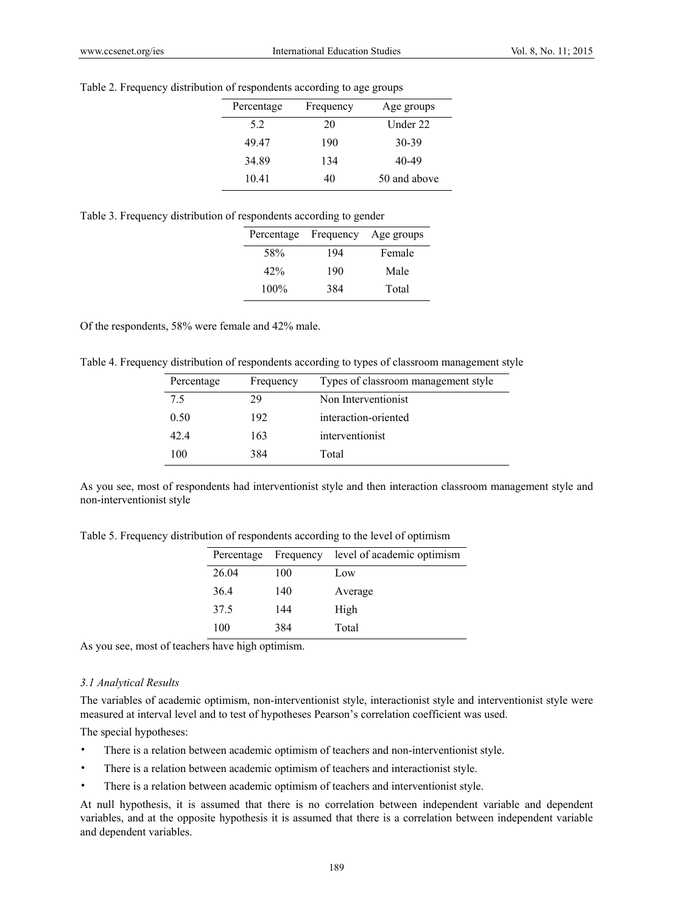Table 2. Frequency distribution of respondents according to age groups

| Percentage | Frequency | Age groups |
|---|---|---|
| 5.2 | 20 | Under 22 |
| 49.47 | 190 | 30-39 |
| 34.89 | 134 | 40-49 |
| 10.41 | 40 | 50 and above |

Table 3. Frequency distribution of respondents according to gender

| Percentage | Frequency | Age groups |
|---|---|---|
| 58% | 194 | Female |
| 42% | 190 | Male |
| 100% | 384 | Total |

Of the respondents, 58% were female and 42% male.

Table 4. Frequency distribution of respondents according to types of classroom management style

| Percentage | Frequency | Types of classroom management style |
|---|---|---|
| 7.5 | 29 | Non Interventionist |
| 0.50 | 192 | interaction-oriented |
| 42.4 | 163 | interventionist |
| 100 | 384 | Total |

As you see, most of respondents had interventionist style and then interaction classroom management style and non-interventionist style

Table 5. Frequency distribution of respondents according to the level of optimism

| Percentage | Frequency | level of academic optimism |
|---|---|---|
| 26.04 | 100 | Low |
| 36.4 | 140 | Average |
| 37.5 | 144 | High |
| 100 | 384 | Total |

As you see, most of teachers have high optimism.

### *3.1 Analytical Results*

The variables of academic optimism, non-interventionist style, interactionist style and interventionist style were measured at interval level and to test of hypotheses Pearson's correlation coefficient was used.

The special hypotheses:

- There is a relation between academic optimism of teachers and non-interventionist style.
- There is a relation between academic optimism of teachers and interactionist style.
- There is a relation between academic optimism of teachers and interventionist style.

At null hypothesis, it is assumed that there is no correlation between independent variable and dependent variables, and at the opposite hypothesis it is assumed that there is a correlation between independent variable and dependent variables.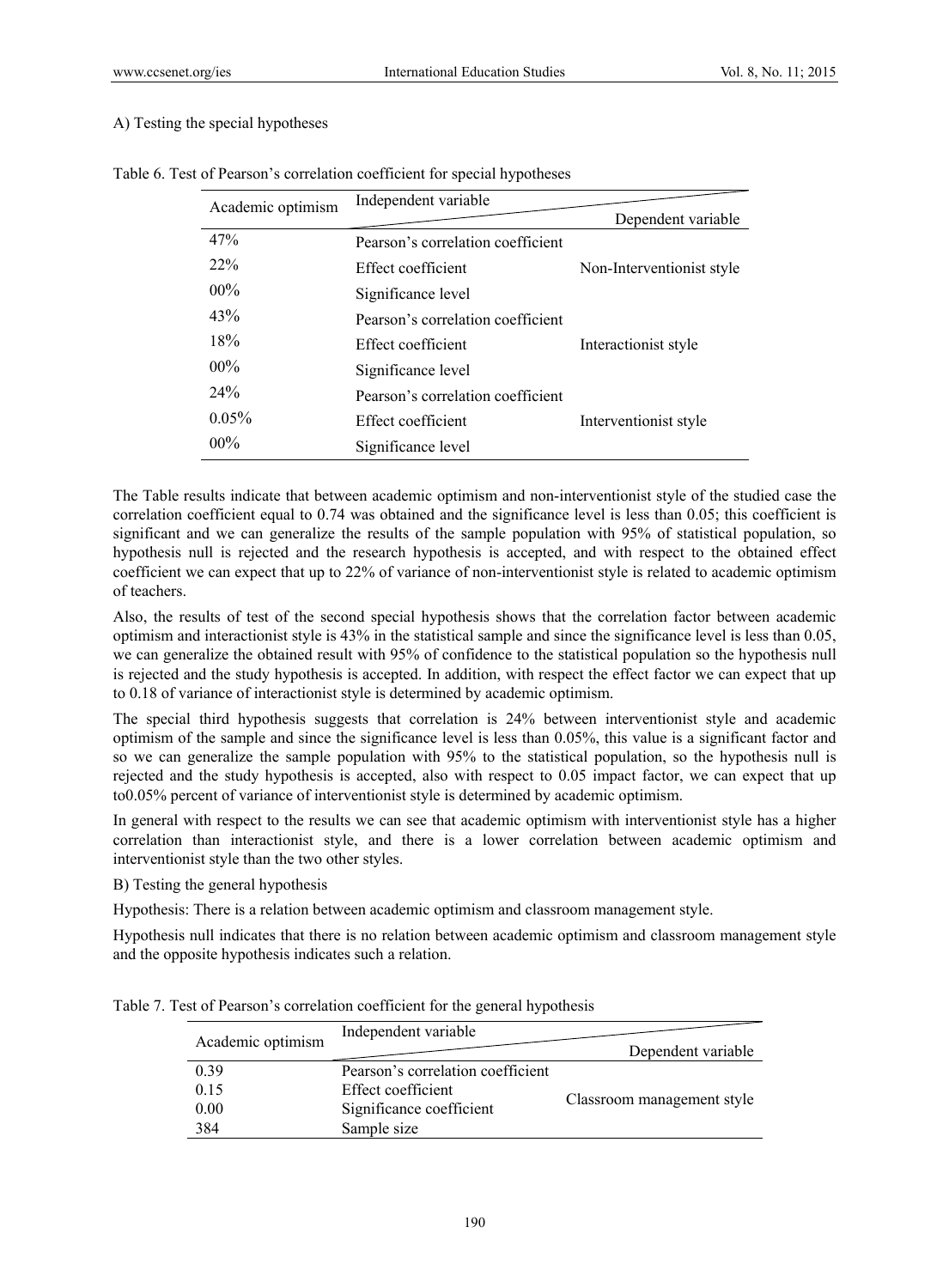A) Testing the special hypotheses

Table 6. Test of Pearson's correlation coefficient for special hypotheses

| Academic optimism | Independent variable / Dependent variable | |
|---|---|---|
| 47% | Pearson's correlation coefficient | Non-Interventionist style |
| 22% | Effect coefficient | |
| 00% | Significance level | |
| 43% | Pearson's correlation coefficient | Interactionist style |
| 18% | Effect coefficient | |
| 00% | Significance level | |
| 24% | Pearson's correlation coefficient | Interventionist style |
| 0.05% | Effect coefficient | |
| 00% | Significance level | |

The Table results indicate that between academic optimism and non-interventionist style of the studied case the correlation coefficient equal to 0.74 was obtained and the significance level is less than 0.05; this coefficient is significant and we can generalize the results of the sample population with 95% of statistical population, so hypothesis null is rejected and the research hypothesis is accepted, and with respect to the obtained effect coefficient we can expect that up to 22% of variance of non-interventionist style is related to academic optimism of teachers.

Also, the results of test of the second special hypothesis shows that the correlation factor between academic optimism and interactionist style is 43% in the statistical sample and since the significance level is less than 0.05, we can generalize the obtained result with 95% of confidence to the statistical population so the hypothesis null is rejected and the study hypothesis is accepted. In addition, with respect the effect factor we can expect that up to 0.18 of variance of interactionist style is determined by academic optimism.

The special third hypothesis suggests that correlation is 24% between interventionist style and academic optimism of the sample and since the significance level is less than 0.05%, this value is a significant factor and so we can generalize the sample population with 95% to the statistical population, so the hypothesis null is rejected and the study hypothesis is accepted, also with respect to 0.05 impact factor, we can expect that up to0.05% percent of variance of interventionist style is determined by academic optimism.

In general with respect to the results we can see that academic optimism with interventionist style has a higher correlation than interactionist style, and there is a lower correlation between academic optimism and interventionist style than the two other styles.

B) Testing the general hypothesis

Hypothesis: There is a relation between academic optimism and classroom management style.

Hypothesis null indicates that there is no relation between academic optimism and classroom management style and the opposite hypothesis indicates such a relation.

Table 7. Test of Pearson's correlation coefficient for the general hypothesis

| Academic optimism | Independent variable / Dependent variable | |
|---|---|---|
| 0.39 | Pearson's correlation coefficient | Classroom management style |
| 0.15 | Effect coefficient | |
| 0.00 | Significance coefficient | |
| 384 | Sample size | |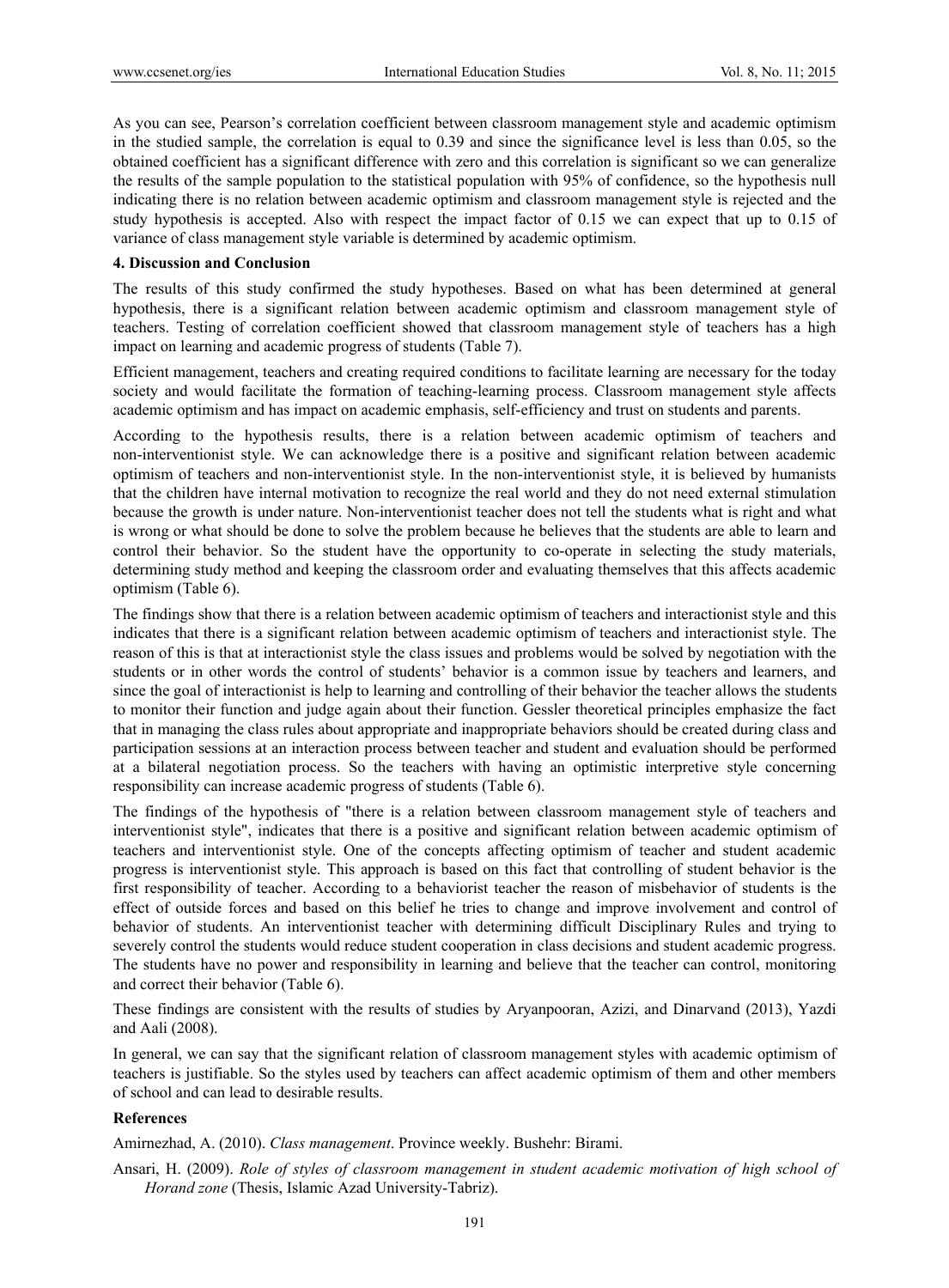As you can see, Pearson's correlation coefficient between classroom management style and academic optimism in the studied sample, the correlation is equal to 0.39 and since the significance level is less than 0.05, so the obtained coefficient has a significant difference with zero and this correlation is significant so we can generalize the results of the sample population to the statistical population with 95% of confidence, so the hypothesis null indicating there is no relation between academic optimism and classroom management style is rejected and the study hypothesis is accepted. Also with respect the impact factor of 0.15 we can expect that up to 0.15 of variance of class management style variable is determined by academic optimism.

## 4. Discussion and Conclusion

The results of this study confirmed the study hypotheses. Based on what has been determined at general hypothesis, there is a significant relation between academic optimism and classroom management style of teachers. Testing of correlation coefficient showed that classroom management style of teachers has a high impact on learning and academic progress of students (Table 7).

Efficient management, teachers and creating required conditions to facilitate learning are necessary for the today society and would facilitate the formation of teaching-learning process. Classroom management style affects academic optimism and has impact on academic emphasis, self-efficiency and trust on students and parents.

According to the hypothesis results, there is a relation between academic optimism of teachers and non-interventionist style. We can acknowledge there is a positive and significant relation between academic optimism of teachers and non-interventionist style. In the non-interventionist style, it is believed by humanists that the children have internal motivation to recognize the real world and they do not need external stimulation because the growth is under nature. Non-interventionist teacher does not tell the students what is right and what is wrong or what should be done to solve the problem because he believes that the students are able to learn and control their behavior. So the student have the opportunity to co-operate in selecting the study materials, determining study method and keeping the classroom order and evaluating themselves that this affects academic optimism (Table 6).

The findings show that there is a relation between academic optimism of teachers and interactionist style and this indicates that there is a significant relation between academic optimism of teachers and interactionist style. The reason of this is that at interactionist style the class issues and problems would be solved by negotiation with the students or in other words the control of students' behavior is a common issue by teachers and learners, and since the goal of interactionist is help to learning and controlling of their behavior the teacher allows the students to monitor their function and judge again about their function. Gessler theoretical principles emphasize the fact that in managing the class rules about appropriate and inappropriate behaviors should be created during class and participation sessions at an interaction process between teacher and student and evaluation should be performed at a bilateral negotiation process. So the teachers with having an optimistic interpretive style concerning responsibility can increase academic progress of students (Table 6).

The findings of the hypothesis of "there is a relation between classroom management style of teachers and interventionist style", indicates that there is a positive and significant relation between academic optimism of teachers and interventionist style. One of the concepts affecting optimism of teacher and student academic progress is interventionist style. This approach is based on this fact that controlling of student behavior is the first responsibility of teacher. According to a behaviorist teacher the reason of misbehavior of students is the effect of outside forces and based on this belief he tries to change and improve involvement and control of behavior of students. An interventionist teacher with determining difficult Disciplinary Rules and trying to severely control the students would reduce student cooperation in class decisions and student academic progress. The students have no power and responsibility in learning and believe that the teacher can control, monitoring and correct their behavior (Table 6).

These findings are consistent with the results of studies by Aryanpooran, Azizi, and Dinarvand (2013), Yazdi and Aali (2008).

In general, we can say that the significant relation of classroom management styles with academic optimism of teachers is justifiable. So the styles used by teachers can affect academic optimism of them and other members of school and can lead to desirable results.

## References

Amirnezhad, A. (2010). *Class management*. Province weekly. Bushehr: Birami.

Ansari, H. (2009). *Role of styles of classroom management in student academic motivation of high school of Horand zone* (Thesis, Islamic Azad University-Tabriz).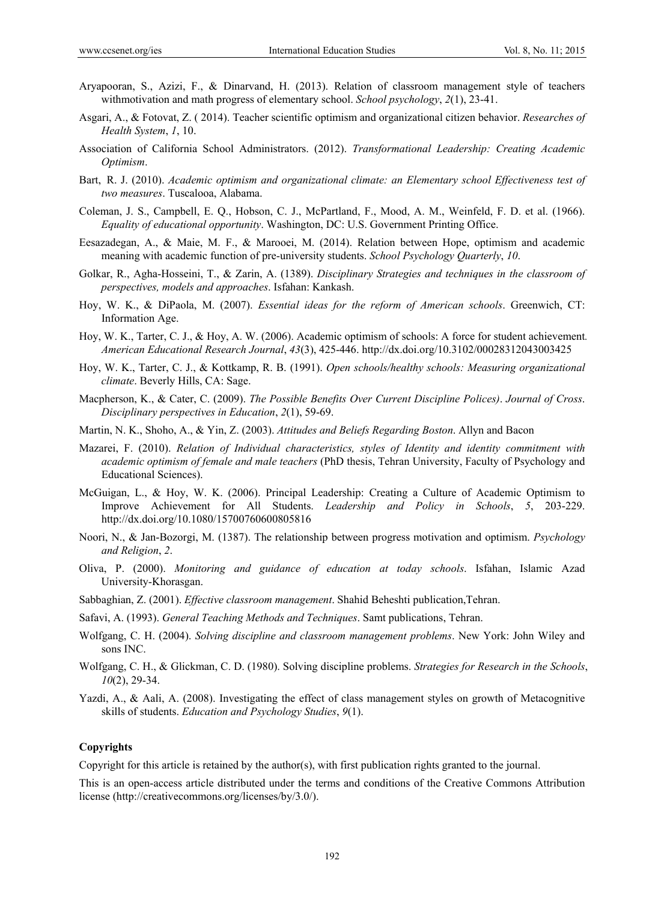Aryapooran, S., Azizi, F., & Dinarvand, H. (2013). Relation of classroom management style of teachers withmotivation and math progress of elementary school. *School psychology*, *2*(1), 23-41.

Asgari, A., & Fotovat, Z. ( 2014). Teacher scientific optimism and organizational citizen behavior. *Researches of Health System*, *1*, 10.

Association of California School Administrators. (2012). *Transformational Leadership: Creating Academic Optimism*.

Bart, R. J. (2010). *Academic optimism and organizational climate: an Elementary school Effectiveness test of two measures*. Tuscalooa, Alabama.

Coleman, J. S., Campbell, E. Q., Hobson, C. J., McPartland, F., Mood, A. M., Weinfeld, F. D. et al. (1966). *Equality of educational opportunity*. Washington, DC: U.S. Government Printing Office.

Eesazadegan, A., & Maie, M. F., & Marooei, M. (2014). Relation between Hope, optimism and academic meaning with academic function of pre-university students. *School Psychology Quarterly*, *10*.

Golkar, R., Agha-Hosseini, T., & Zarin, A. (1389). *Disciplinary Strategies and techniques in the classroom of perspectives, models and approaches*. Isfahan: Kankash.

Hoy, W. K., & DiPaola, M. (2007). *Essential ideas for the reform of American schools*. Greenwich, CT: Information Age.

Hoy, W. K., Tarter, C. J., & Hoy, A. W. (2006). Academic optimism of schools: A force for student achievement. *American Educational Research Journal*, *43*(3), 425-446. http://dx.doi.org/10.3102/00028312043003425

Hoy, W. K., Tarter, C. J., & Kottkamp, R. B. (1991). *Open schools/healthy schools: Measuring organizational climate*. Beverly Hills, CA: Sage.

Macpherson, K., & Cater, C. (2009). *The Possible Benefits Over Current Discipline Polices)*. *Journal of Cross*. *Disciplinary perspectives in Education*, *2*(1), 59-69.

Martin, N. K., Shoho, A., & Yin, Z. (2003). *Attitudes and Beliefs Regarding Boston*. Allyn and Bacon

Mazarei, F. (2010). *Relation of Individual characteristics, styles of Identity and identity commitment with academic optimism of female and male teachers* (PhD thesis, Tehran University, Faculty of Psychology and Educational Sciences).

McGuigan, L., & Hoy, W. K. (2006). Principal Leadership: Creating a Culture of Academic Optimism to Improve Achievement for All Students. *Leadership and Policy in Schools*, *5*, 203-229. http://dx.doi.org/10.1080/15700760600805816

Noori, N., & Jan-Bozorgi, M. (1387). The relationship between progress motivation and optimism. *Psychology and Religion*, *2*.

Oliva, P. (2000). *Monitoring and guidance of education at today schools*. Isfahan, Islamic Azad University-Khorasgan.

Sabbaghian, Z. (2001). *Effective classroom management*. Shahid Beheshti publication,Tehran.

Safavi, A. (1993). *General Teaching Methods and Techniques*. Samt publications, Tehran.

Wolfgang, C. H. (2004). *Solving discipline and classroom management problems*. New York: John Wiley and sons INC.

Wolfgang, C. H., & Glickman, C. D. (1980). Solving discipline problems. *Strategies for Research in the Schools*, *10*(2), 29-34.

Yazdi, A., & Aali, A. (2008). Investigating the effect of class management styles on growth of Metacognitive skills of students. *Education and Psychology Studies*, *9*(1).

**Copyrights**

Copyright for this article is retained by the author(s), with first publication rights granted to the journal.

This is an open-access article distributed under the terms and conditions of the Creative Commons Attribution license (http://creativecommons.org/licenses/by/3.0/).